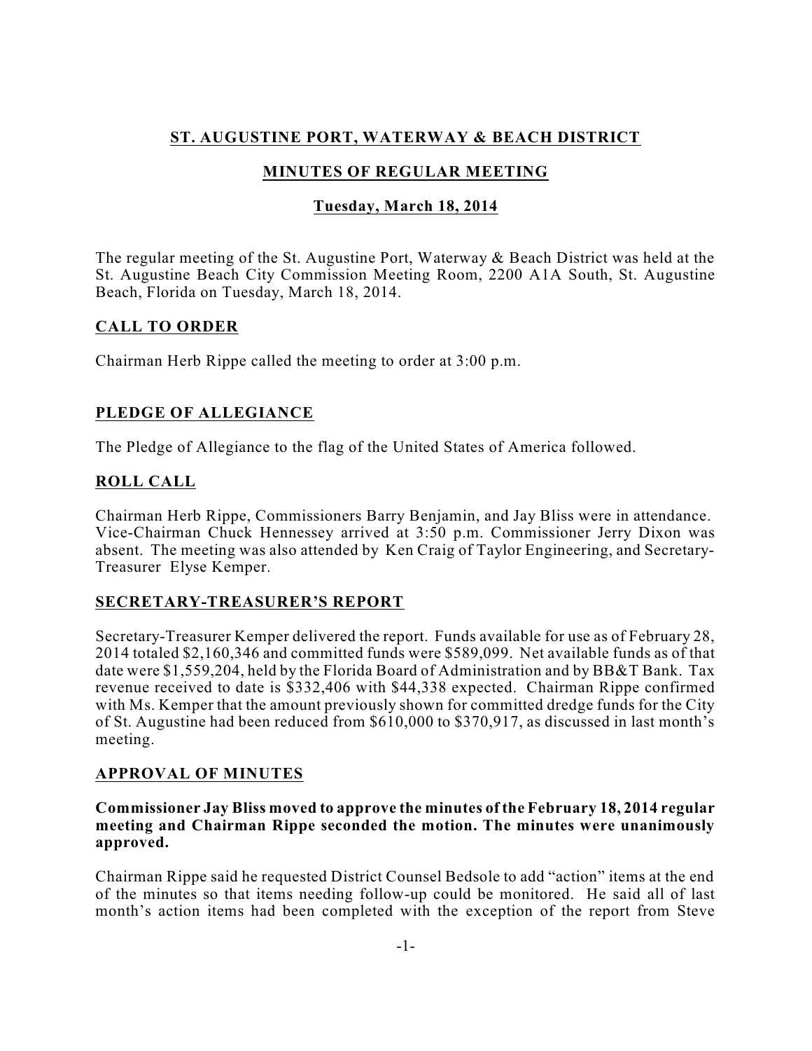# ST. AUGUSTINE PORT, WATERWAY & BEACH DISTRICT

## MINUTES OF REGULAR MEETING

### Tuesday, March 18, 2014

The regular meeting of the St. Augustine Port, Waterway & Beach District was held at the St. Augustine Beach City Commission Meeting Room, 2200 A1A South, St. Augustine Beach, Florida on Tuesday, March 18, 2014.

## CALL TO ORDER

Chairman Herb Rippe called the meeting to order at 3:00 p.m.

## PLEDGE OF ALLEGIANCE

The Pledge of Allegiance to the flag of the United States of America followed.

## ROLL CALL

Chairman Herb Rippe, Commissioners Barry Benjamin, and Jay Bliss were in attendance. Vice-Chairman Chuck Hennessey arrived at 3:50 p.m. Commissioner Jerry Dixon was absent. The meeting was also attended by Ken Craig of Taylor Engineering, and Secretary-Treasurer Elyse Kemper.

## SECRETARY-TREASURER'S REPORT

Secretary-Treasurer Kemper delivered the report. Funds available for use as of February 28, 2014 totaled $2,160,346 and committed funds were $589,099. Net available funds as of that date were $1,559,204, held by the Florida Board of Administration and by BB&T Bank. Tax revenue received to date is $332,406 with $44,338 expected. Chairman Rippe confirmed with Ms. Kemper that the amount previously shown for committed dredge funds for the City of St. Augustine had been reduced from $610,000 to $370,917, as discussed in last month's meeting.

## APPROVAL OF MINUTES

**Commissioner Jay Bliss moved to approve the minutes of the February 18, 2014 regular meeting and Chairman Rippe seconded the motion. The minutes were unanimously approved.**

Chairman Rippe said he requested District Counsel Bedsole to add "action" items at the end of the minutes so that items needing follow-up could be monitored. He said all of last month's action items had been completed with the exception of the report from Steve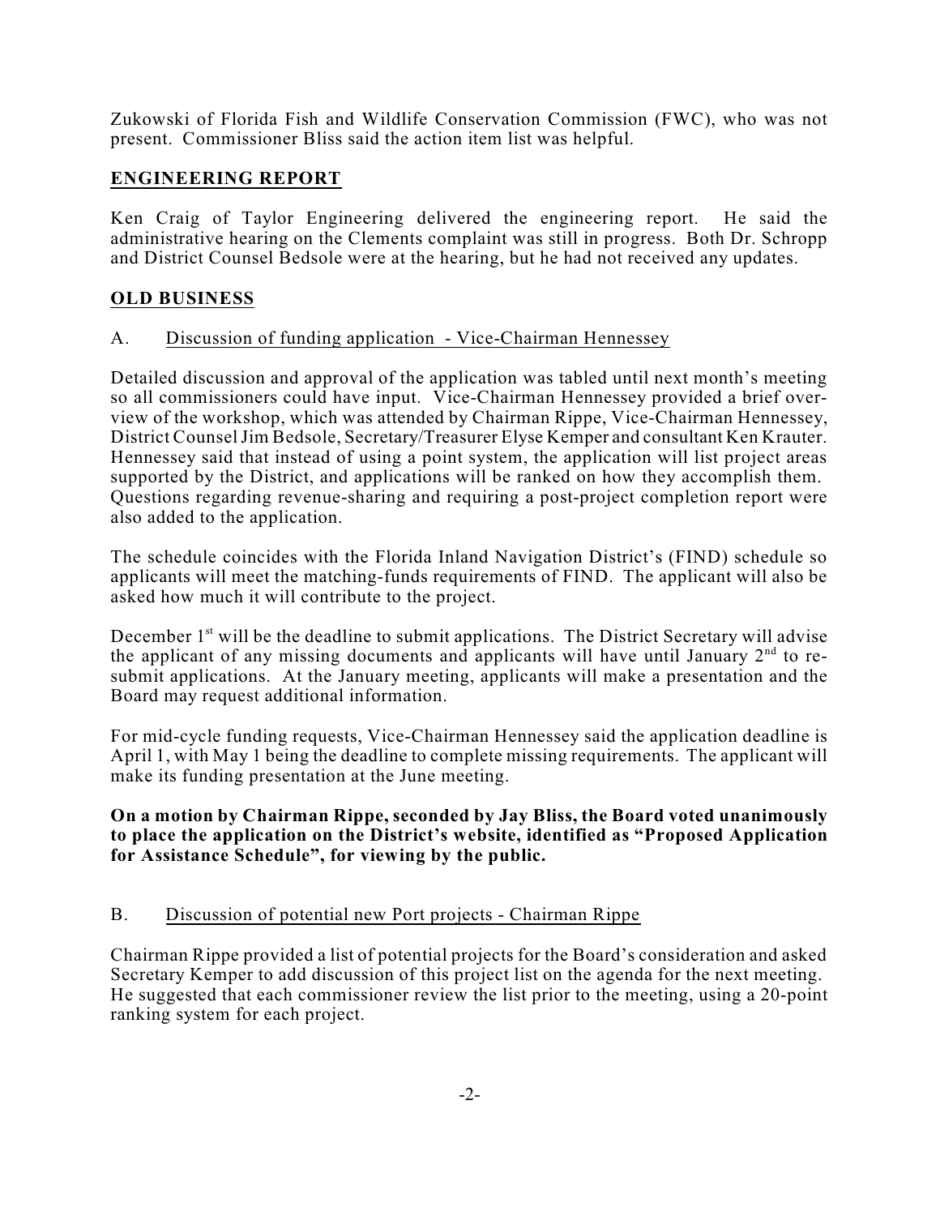Zukowski of Florida Fish and Wildlife Conservation Commission (FWC), who was not present. Commissioner Bliss said the action item list was helpful.

## ENGINEERING REPORT

Ken Craig of Taylor Engineering delivered the engineering report. He said the administrative hearing on the Clements complaint was still in progress. Both Dr. Schropp and District Counsel Bedsole were at the hearing, but he had not received any updates.

## OLD BUSINESS

A. Discussion of funding application - Vice-Chairman Hennessey

Detailed discussion and approval of the application was tabled until next month's meeting so all commissioners could have input. Vice-Chairman Hennessey provided a brief overview of the workshop, which was attended by Chairman Rippe, Vice-Chairman Hennessey, District Counsel Jim Bedsole, Secretary/Treasurer Elyse Kemper and consultant Ken Krauter. Hennessey said that instead of using a point system, the application will list project areas supported by the District, and applications will be ranked on how they accomplish them. Questions regarding revenue-sharing and requiring a post-project completion report were also added to the application.

The schedule coincides with the Florida Inland Navigation District's (FIND) schedule so applicants will meet the matching-funds requirements of FIND. The applicant will also be asked how much it will contribute to the project.

December 1st will be the deadline to submit applications. The District Secretary will advise the applicant of any missing documents and applicants will have until January 2nd to re-submit applications. At the January meeting, applicants will make a presentation and the Board may request additional information.

For mid-cycle funding requests, Vice-Chairman Hennessey said the application deadline is April 1, with May 1 being the deadline to complete missing requirements. The applicant will make its funding presentation at the June meeting.

**On a motion by Chairman Rippe, seconded by Jay Bliss, the Board voted unanimously to place the application on the District's website, identified as "Proposed Application for Assistance Schedule", for viewing by the public.**

B. Discussion of potential new Port projects - Chairman Rippe

Chairman Rippe provided a list of potential projects for the Board's consideration and asked Secretary Kemper to add discussion of this project list on the agenda for the next meeting. He suggested that each commissioner review the list prior to the meeting, using a 20-point ranking system for each project.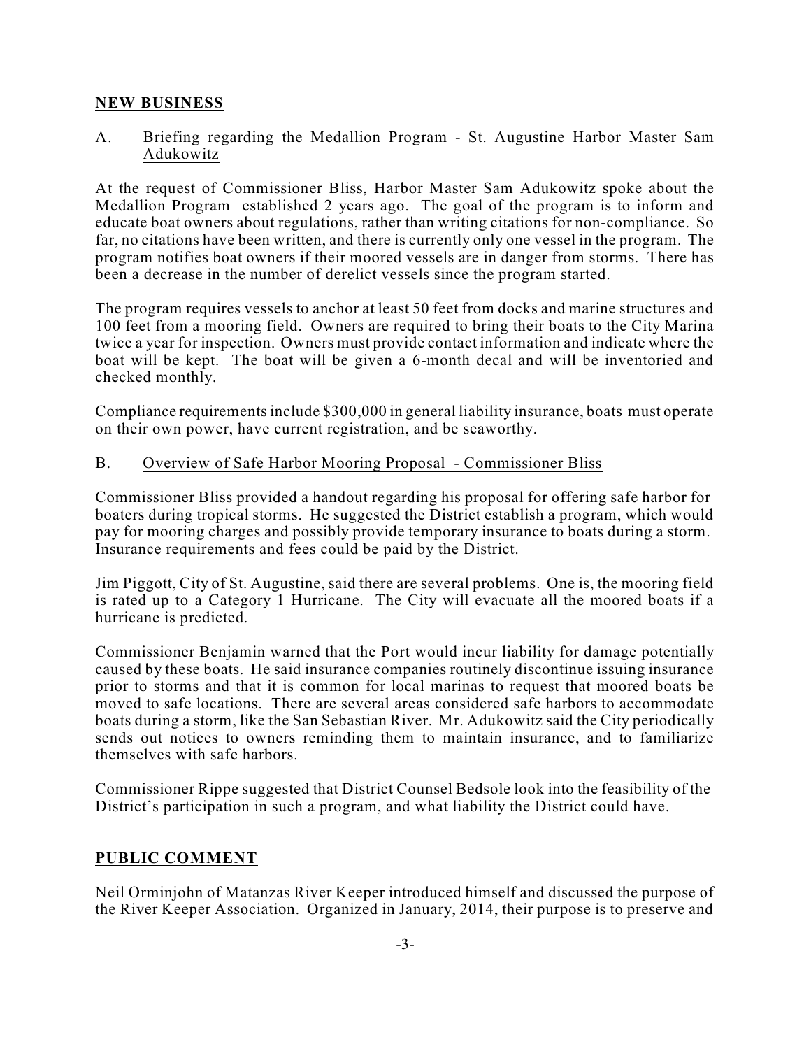## NEW BUSINESS

A. Briefing regarding the Medallion Program - St. Augustine Harbor Master Sam Adukowitz

At the request of Commissioner Bliss, Harbor Master Sam Adukowitz spoke about the Medallion Program established 2 years ago. The goal of the program is to inform and educate boat owners about regulations, rather than writing citations for non-compliance. So far, no citations have been written, and there is currently only one vessel in the program. The program notifies boat owners if their moored vessels are in danger from storms. There has been a decrease in the number of derelict vessels since the program started.

The program requires vessels to anchor at least 50 feet from docks and marine structures and 100 feet from a mooring field. Owners are required to bring their boats to the City Marina twice a year for inspection. Owners must provide contact information and indicate where the boat will be kept. The boat will be given a 6-month decal and will be inventoried and checked monthly.

Compliance requirements include $300,000 in general liability insurance, boats must operate on their own power, have current registration, and be seaworthy.

B. Overview of Safe Harbor Mooring Proposal - Commissioner Bliss

Commissioner Bliss provided a handout regarding his proposal for offering safe harbor for boaters during tropical storms. He suggested the District establish a program, which would pay for mooring charges and possibly provide temporary insurance to boats during a storm. Insurance requirements and fees could be paid by the District.

Jim Piggott, City of St. Augustine, said there are several problems. One is, the mooring field is rated up to a Category 1 Hurricane. The City will evacuate all the moored boats if a hurricane is predicted.

Commissioner Benjamin warned that the Port would incur liability for damage potentially caused by these boats. He said insurance companies routinely discontinue issuing insurance prior to storms and that it is common for local marinas to request that moored boats be moved to safe locations. There are several areas considered safe harbors to accommodate boats during a storm, like the San Sebastian River. Mr. Adukowitz said the City periodically sends out notices to owners reminding them to maintain insurance, and to familiarize themselves with safe harbors.

Commissioner Rippe suggested that District Counsel Bedsole look into the feasibility of the District's participation in such a program, and what liability the District could have.

## PUBLIC COMMENT

Neil Orminjohn of Matanzas River Keeper introduced himself and discussed the purpose of the River Keeper Association. Organized in January, 2014, their purpose is to preserve and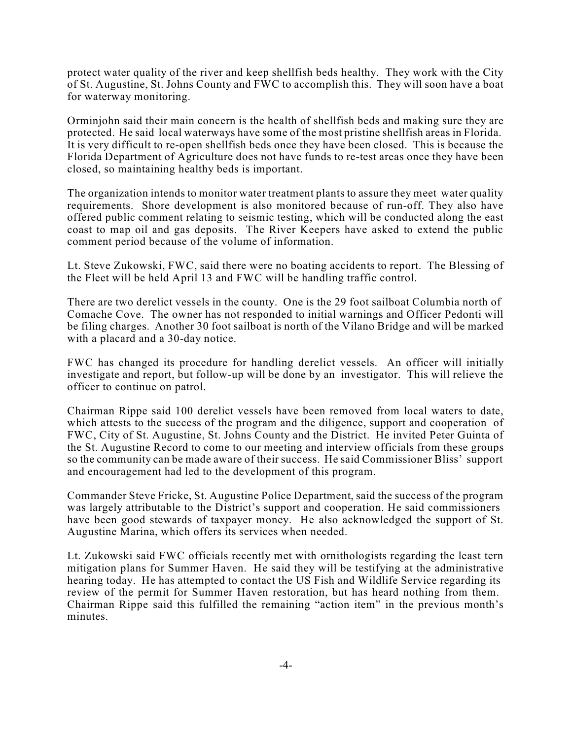protect water quality of the river and keep shellfish beds healthy. They work with the City of St. Augustine, St. Johns County and FWC to accomplish this. They will soon have a boat for waterway monitoring.

Orminjohn said their main concern is the health of shellfish beds and making sure they are protected. He said local waterways have some of the most pristine shellfish areas in Florida. It is very difficult to re-open shellfish beds once they have been closed. This is because the Florida Department of Agriculture does not have funds to re-test areas once they have been closed, so maintaining healthy beds is important.

The organization intends to monitor water treatment plants to assure they meet water quality requirements. Shore development is also monitored because of run-off. They also have offered public comment relating to seismic testing, which will be conducted along the east coast to map oil and gas deposits. The River Keepers have asked to extend the public comment period because of the volume of information.

Lt. Steve Zukowski, FWC, said there were no boating accidents to report. The Blessing of the Fleet will be held April 13 and FWC will be handling traffic control.

There are two derelict vessels in the county. One is the 29 foot sailboat Columbia north of Comache Cove. The owner has not responded to initial warnings and Officer Pedonti will be filing charges. Another 30 foot sailboat is north of the Vilano Bridge and will be marked with a placard and a 30-day notice.

FWC has changed its procedure for handling derelict vessels. An officer will initially investigate and report, but follow-up will be done by an investigator. This will relieve the officer to continue on patrol.

Chairman Rippe said 100 derelict vessels have been removed from local waters to date, which attests to the success of the program and the diligence, support and cooperation of FWC, City of St. Augustine, St. Johns County and the District. He invited Peter Guinta of the St. Augustine Record to come to our meeting and interview officials from these groups so the community can be made aware of their success. He said Commissioner Bliss' support and encouragement had led to the development of this program.

Commander Steve Fricke, St. Augustine Police Department, said the success of the program was largely attributable to the District's support and cooperation. He said commissioners have been good stewards of taxpayer money. He also acknowledged the support of St. Augustine Marina, which offers its services when needed.

Lt. Zukowski said FWC officials recently met with ornithologists regarding the least tern mitigation plans for Summer Haven. He said they will be testifying at the administrative hearing today. He has attempted to contact the US Fish and Wildlife Service regarding its review of the permit for Summer Haven restoration, but has heard nothing from them. Chairman Rippe said this fulfilled the remaining "action item" in the previous month's minutes.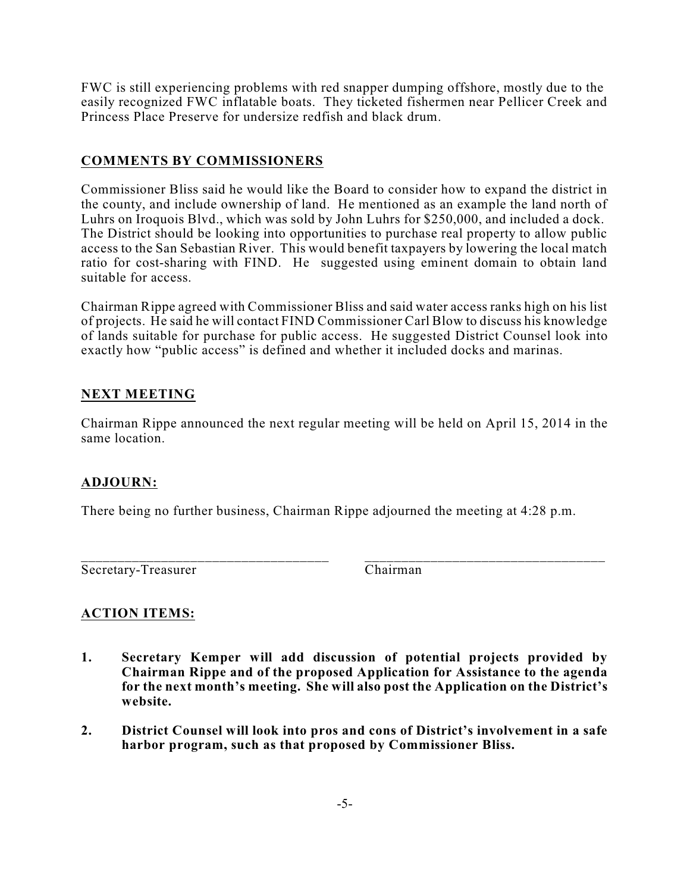FWC is still experiencing problems with red snapper dumping offshore, mostly due to the easily recognized FWC inflatable boats. They ticketed fishermen near Pellicer Creek and Princess Place Preserve for undersize redfish and black drum.

## COMMENTS BY COMMISSIONERS

Commissioner Bliss said he would like the Board to consider how to expand the district in the county, and include ownership of land. He mentioned as an example the land north of Luhrs on Iroquois Blvd., which was sold by John Luhrs for $250,000, and included a dock. The District should be looking into opportunities to purchase real property to allow public access to the San Sebastian River. This would benefit taxpayers by lowering the local match ratio for cost-sharing with FIND. He suggested using eminent domain to obtain land suitable for access.

Chairman Rippe agreed with Commissioner Bliss and said water access ranks high on his list of projects. He said he will contact FIND Commissioner Carl Blow to discuss his knowledge of lands suitable for purchase for public access. He suggested District Counsel look into exactly how "public access" is defined and whether it included docks and marinas.

## NEXT MEETING

Chairman Rippe announced the next regular meeting will be held on April 15, 2014 in the same location.

## ADJOURN:

There being no further business, Chairman Rippe adjourned the meeting at 4:28 p.m.

\_\_\_\_\_\_\_\_\_\_\_\_\_\_\_\_\_\_\_\_\_\_\_\_\_\_\_\_\_\_\_\_\_\_\_ \_\_\_\_\_\_\_\_\_\_\_\_\_\_\_\_\_\_\_\_\_\_\_\_\_\_\_\_\_\_\_\_\_\_\_

Secretary-Treasurer Chairman

## ACTION ITEMS:

1. **Secretary Kemper will add discussion of potential projects provided by Chairman Rippe and of the proposed Application for Assistance to the agenda for the next month's meeting. She will also post the Application on the District's website.**

2. **District Counsel will look into pros and cons of District's involvement in a safe harbor program, such as that proposed by Commissioner Bliss.**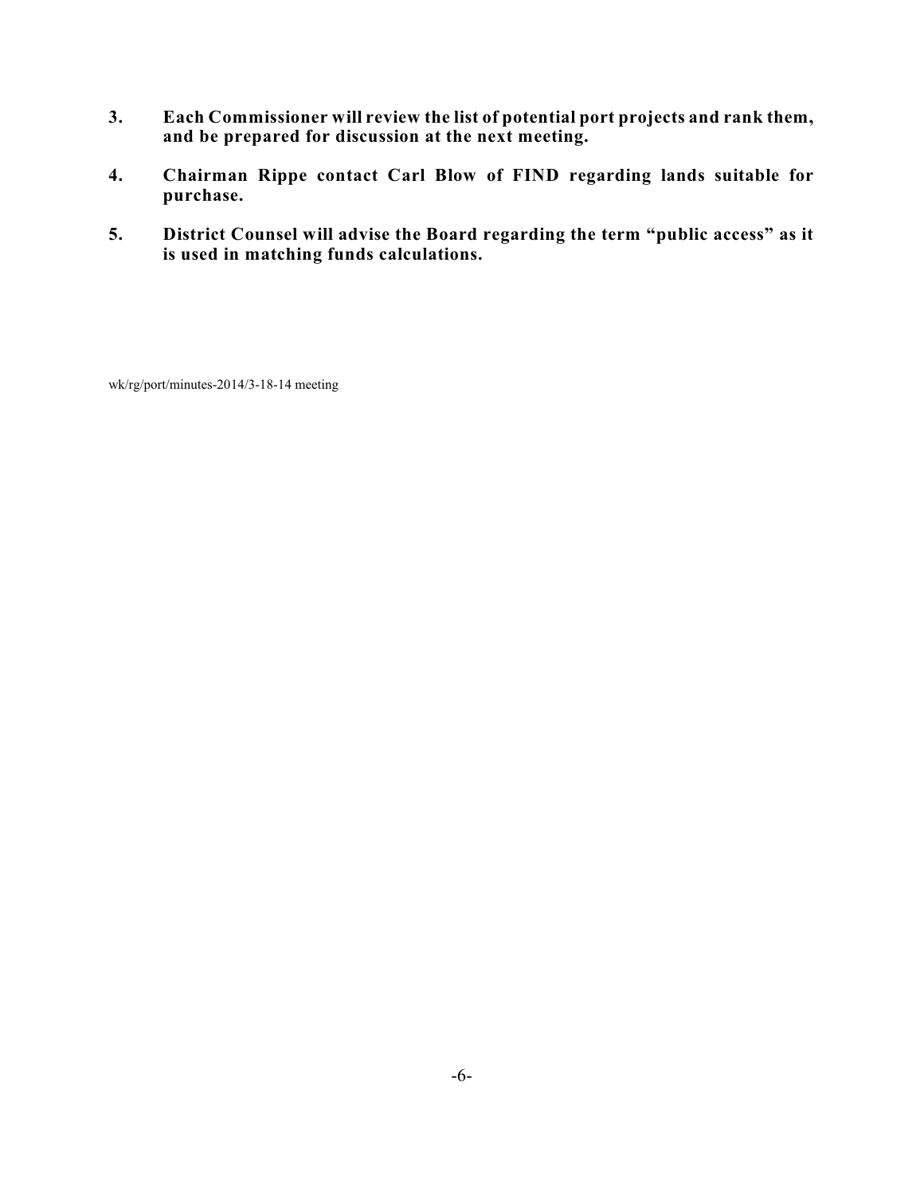3. **Each Commissioner will review the list of potential port projects and rank them, and be prepared for discussion at the next meeting.**

4. **Chairman Rippe contact Carl Blow of FIND regarding lands suitable for purchase.**

5. **District Counsel will advise the Board regarding the term "public access" as it is used in matching funds calculations.**

wk/rg/port/minutes-2014/3-18-14 meeting